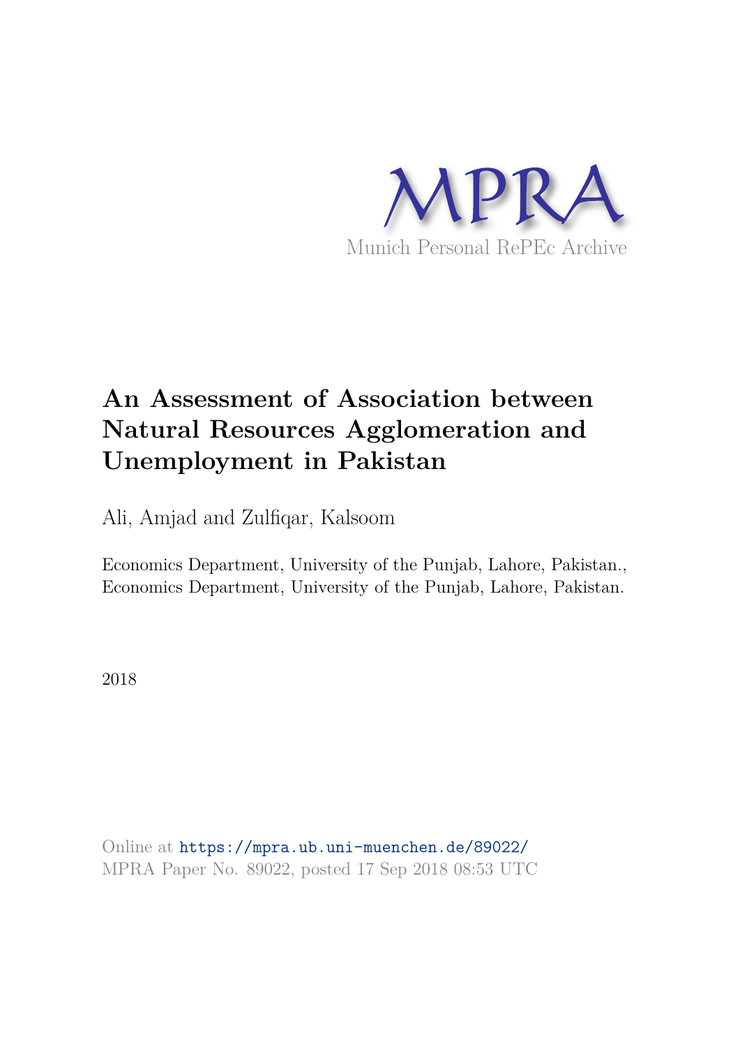MPRA

Munich Personal RePEc Archive

# An Assessment of Association between Natural Resources Agglomeration and Unemployment in Pakistan

Ali, Amjad and Zulfiqar, Kalsoom

Economics Department, University of the Punjab, Lahore, Pakistan., Economics Department, University of the Punjab, Lahore, Pakistan.

2018

Online at https://mpra.ub.uni-muenchen.de/89022/
MPRA Paper No. 89022, posted 17 Sep 2018 08:53 UTC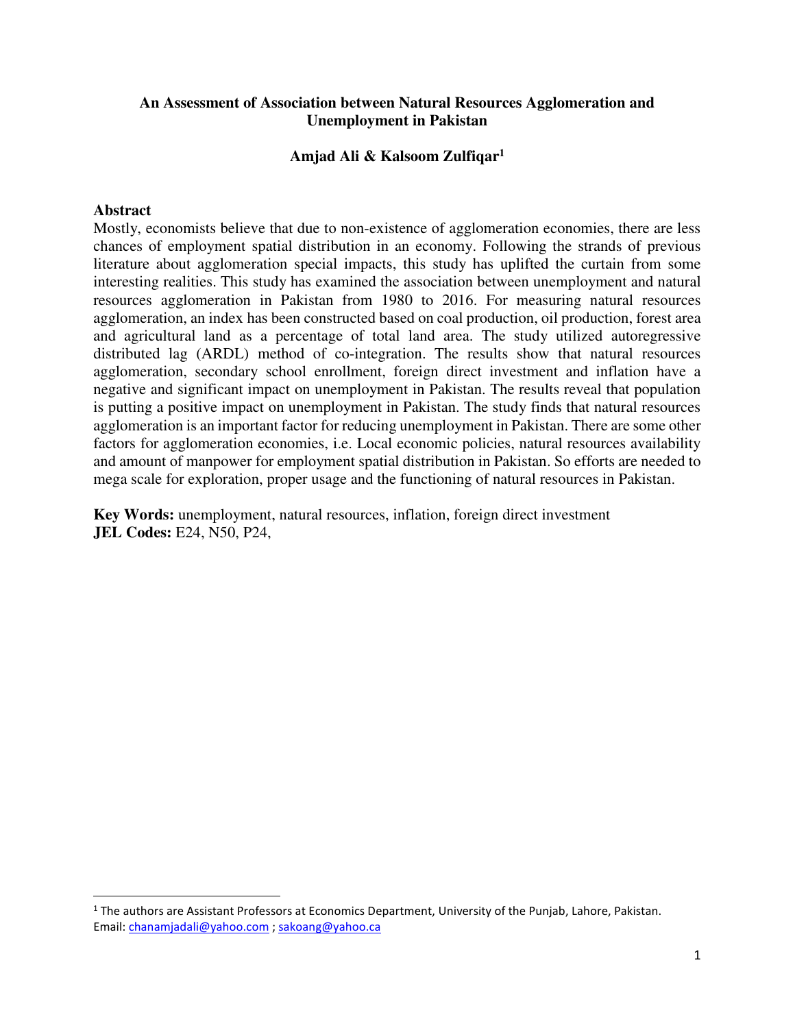**An Assessment of Association between Natural Resources Agglomeration and Unemployment in Pakistan**

**Amjad Ali & Kalsoom Zulfiqar[1]**

## Abstract

Mostly, economists believe that due to non-existence of agglomeration economies, there are less chances of employment spatial distribution in an economy. Following the strands of previous literature about agglomeration special impacts, this study has uplifted the curtain from some interesting realities. This study has examined the association between unemployment and natural resources agglomeration in Pakistan from 1980 to 2016. For measuring natural resources agglomeration, an index has been constructed based on coal production, oil production, forest area and agricultural land as a percentage of total land area. The study utilized autoregressive distributed lag (ARDL) method of co-integration. The results show that natural resources agglomeration, secondary school enrollment, foreign direct investment and inflation have a negative and significant impact on unemployment in Pakistan. The results reveal that population is putting a positive impact on unemployment in Pakistan. The study finds that natural resources agglomeration is an important factor for reducing unemployment in Pakistan. There are some other factors for agglomeration economies, i.e. Local economic policies, natural resources availability and amount of manpower for employment spatial distribution in Pakistan. So efforts are needed to mega scale for exploration, proper usage and the functioning of natural resources in Pakistan.

**Key Words:** unemployment, natural resources, inflation, foreign direct investment
**JEL Codes:** E24, N50, P24,

[1] The authors are Assistant Professors at Economics Department, University of the Punjab, Lahore, Pakistan. Email: chanamjadali@yahoo.com ; sakoang@yahoo.ca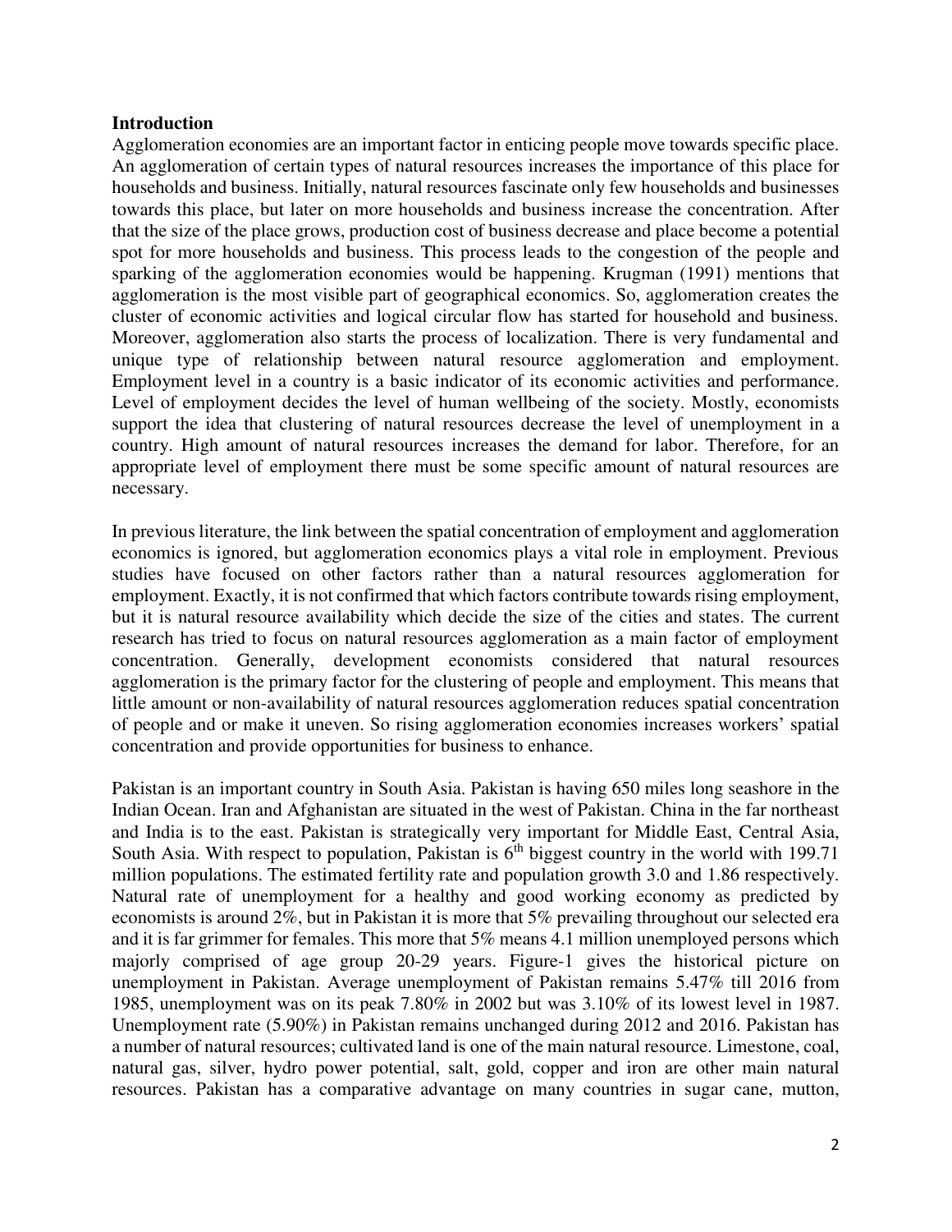**Introduction**

Agglomeration economies are an important factor in enticing people move towards specific place. An agglomeration of certain types of natural resources increases the importance of this place for households and business. Initially, natural resources fascinate only few households and businesses towards this place, but later on more households and business increase the concentration. After that the size of the place grows, production cost of business decrease and place become a potential spot for more households and business. This process leads to the congestion of the people and sparking of the agglomeration economies would be happening. Krugman (1991) mentions that agglomeration is the most visible part of geographical economics. So, agglomeration creates the cluster of economic activities and logical circular flow has started for household and business. Moreover, agglomeration also starts the process of localization. There is very fundamental and unique type of relationship between natural resource agglomeration and employment. Employment level in a country is a basic indicator of its economic activities and performance. Level of employment decides the level of human wellbeing of the society. Mostly, economists support the idea that clustering of natural resources decrease the level of unemployment in a country. High amount of natural resources increases the demand for labor. Therefore, for an appropriate level of employment there must be some specific amount of natural resources are necessary.

In previous literature, the link between the spatial concentration of employment and agglomeration economics is ignored, but agglomeration economics plays a vital role in employment. Previous studies have focused on other factors rather than a natural resources agglomeration for employment. Exactly, it is not confirmed that which factors contribute towards rising employment, but it is natural resource availability which decide the size of the cities and states. The current research has tried to focus on natural resources agglomeration as a main factor of employment concentration. Generally, development economists considered that natural resources agglomeration is the primary factor for the clustering of people and employment. This means that little amount or non-availability of natural resources agglomeration reduces spatial concentration of people and or make it uneven. So rising agglomeration economies increases workers' spatial concentration and provide opportunities for business to enhance.

Pakistan is an important country in South Asia. Pakistan is having 650 miles long seashore in the Indian Ocean. Iran and Afghanistan are situated in the west of Pakistan. China in the far northeast and India is to the east. Pakistan is strategically very important for Middle East, Central Asia, South Asia. With respect to population, Pakistan is 6$^{th}$ biggest country in the world with 199.71 million populations. The estimated fertility rate and population growth 3.0 and 1.86 respectively. Natural rate of unemployment for a healthy and good working economy as predicted by economists is around 2%, but in Pakistan it is more that 5% prevailing throughout our selected era and it is far grimmer for females. This more that 5% means 4.1 million unemployed persons which majorly comprised of age group 20-29 years. Figure-1 gives the historical picture on unemployment in Pakistan. Average unemployment of Pakistan remains 5.47% till 2016 from 1985, unemployment was on its peak 7.80% in 2002 but was 3.10% of its lowest level in 1987. Unemployment rate (5.90%) in Pakistan remains unchanged during 2012 and 2016. Pakistan has a number of natural resources; cultivated land is one of the main natural resource. Limestone, coal, natural gas, silver, hydro power potential, salt, gold, copper and iron are other main natural resources. Pakistan has a comparative advantage on many countries in sugar cane, mutton,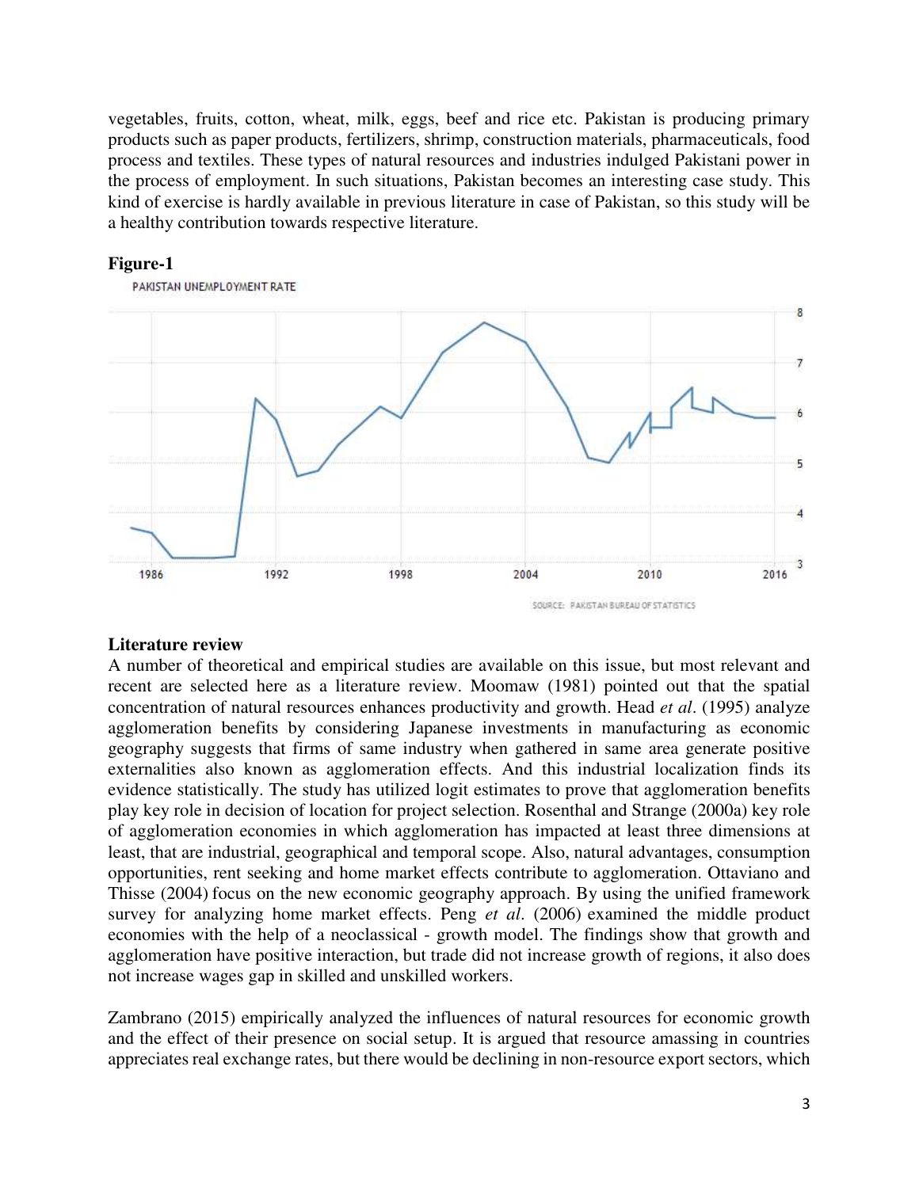vegetables, fruits, cotton, wheat, milk, eggs, beef and rice etc. Pakistan is producing primary products such as paper products, fertilizers, shrimp, construction materials, pharmaceuticals, food process and textiles. These types of natural resources and industries indulged Pakistani power in the process of employment. In such situations, Pakistan becomes an interesting case study. This kind of exercise is hardly available in previous literature in case of Pakistan, so this study will be a healthy contribution towards respective literature.

**Figure-1**

PAKISTAN UNEMPLOYMENT RATE

SOURCE: PAKISTAN BUREAU OF STATISTICS

**Literature review**

A number of theoretical and empirical studies are available on this issue, but most relevant and recent are selected here as a literature review. Moomaw (1981) pointed out that the spatial concentration of natural resources enhances productivity and growth. Head *et al*. (1995) analyze agglomeration benefits by considering Japanese investments in manufacturing as economic geography suggests that firms of same industry when gathered in same area generate positive externalities also known as agglomeration effects. And this industrial localization finds its evidence statistically. The study has utilized logit estimates to prove that agglomeration benefits play key role in decision of location for project selection. Rosenthal and Strange (2000a) key role of agglomeration economies in which agglomeration has impacted at least three dimensions at least, that are industrial, geographical and temporal scope. Also, natural advantages, consumption opportunities, rent seeking and home market effects contribute to agglomeration. Ottaviano and Thisse (2004) focus on the new economic geography approach. By using the unified framework survey for analyzing home market effects. Peng *et al*. (2006) examined the middle product economies with the help of a neoclassical - growth model. The findings show that growth and agglomeration have positive interaction, but trade did not increase growth of regions, it also does not increase wages gap in skilled and unskilled workers.

Zambrano (2015) empirically analyzed the influences of natural resources for economic growth and the effect of their presence on social setup. It is argued that resource amassing in countries appreciates real exchange rates, but there would be declining in non-resource export sectors, which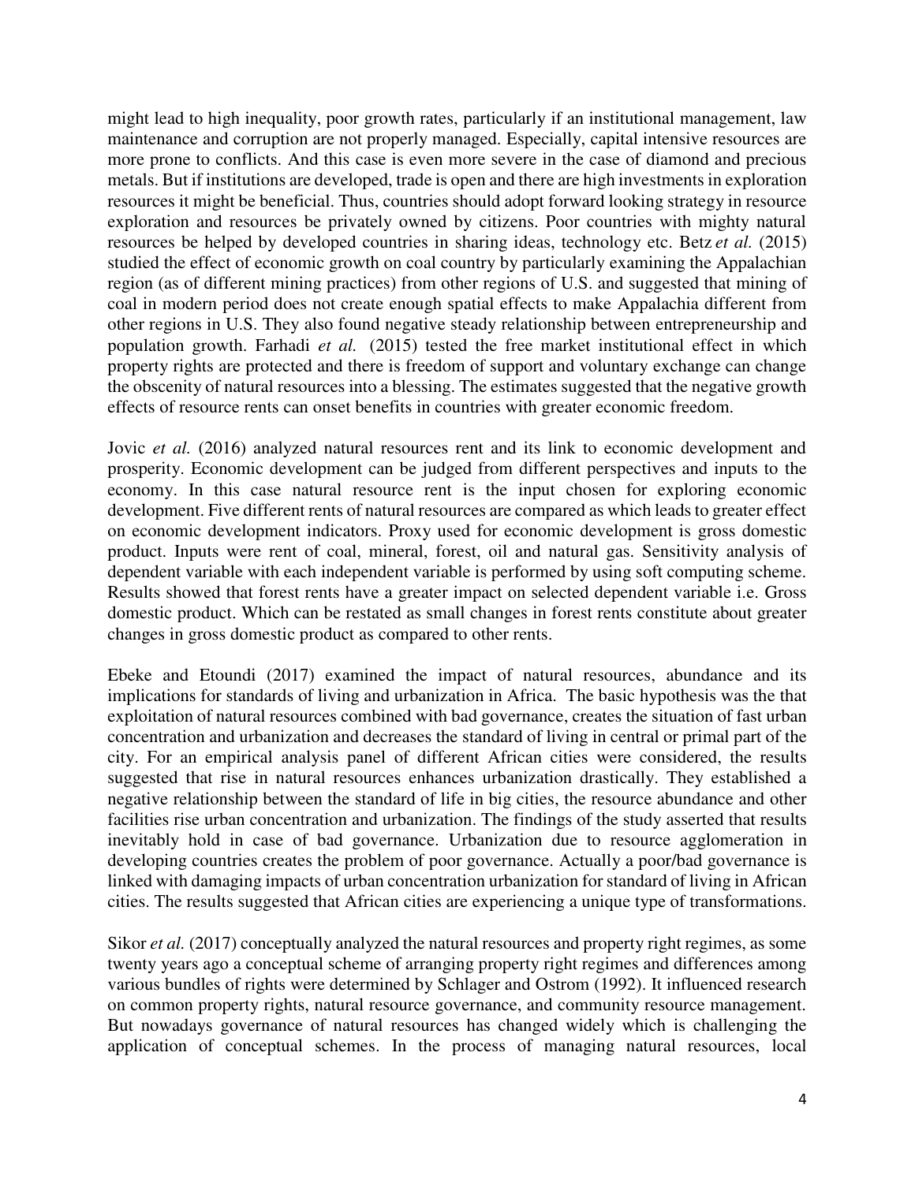might lead to high inequality, poor growth rates, particularly if an institutional management, law maintenance and corruption are not properly managed. Especially, capital intensive resources are more prone to conflicts. And this case is even more severe in the case of diamond and precious metals. But if institutions are developed, trade is open and there are high investments in exploration resources it might be beneficial. Thus, countries should adopt forward looking strategy in resource exploration and resources be privately owned by citizens. Poor countries with mighty natural resources be helped by developed countries in sharing ideas, technology etc. Betz *et al.* (2015) studied the effect of economic growth on coal country by particularly examining the Appalachian region (as of different mining practices) from other regions of U.S. and suggested that mining of coal in modern period does not create enough spatial effects to make Appalachia different from other regions in U.S. They also found negative steady relationship between entrepreneurship and population growth. Farhadi *et al.* (2015) tested the free market institutional effect in which property rights are protected and there is freedom of support and voluntary exchange can change the obscenity of natural resources into a blessing. The estimates suggested that the negative growth effects of resource rents can onset benefits in countries with greater economic freedom.

Jovic *et al.* (2016) analyzed natural resources rent and its link to economic development and prosperity. Economic development can be judged from different perspectives and inputs to the economy. In this case natural resource rent is the input chosen for exploring economic development. Five different rents of natural resources are compared as which leads to greater effect on economic development indicators. Proxy used for economic development is gross domestic product. Inputs were rent of coal, mineral, forest, oil and natural gas. Sensitivity analysis of dependent variable with each independent variable is performed by using soft computing scheme. Results showed that forest rents have a greater impact on selected dependent variable i.e. Gross domestic product. Which can be restated as small changes in forest rents constitute about greater changes in gross domestic product as compared to other rents.

Ebeke and Etoundi (2017) examined the impact of natural resources, abundance and its implications for standards of living and urbanization in Africa. The basic hypothesis was the that exploitation of natural resources combined with bad governance, creates the situation of fast urban concentration and urbanization and decreases the standard of living in central or primal part of the city. For an empirical analysis panel of different African cities were considered, the results suggested that rise in natural resources enhances urbanization drastically. They established a negative relationship between the standard of life in big cities, the resource abundance and other facilities rise urban concentration and urbanization. The findings of the study asserted that results inevitably hold in case of bad governance. Urbanization due to resource agglomeration in developing countries creates the problem of poor governance. Actually a poor/bad governance is linked with damaging impacts of urban concentration urbanization for standard of living in African cities. The results suggested that African cities are experiencing a unique type of transformations.

Sikor *et al.* (2017) conceptually analyzed the natural resources and property right regimes, as some twenty years ago a conceptual scheme of arranging property right regimes and differences among various bundles of rights were determined by Schlager and Ostrom (1992). It influenced research on common property rights, natural resource governance, and community resource management. But nowadays governance of natural resources has changed widely which is challenging the application of conceptual schemes. In the process of managing natural resources, local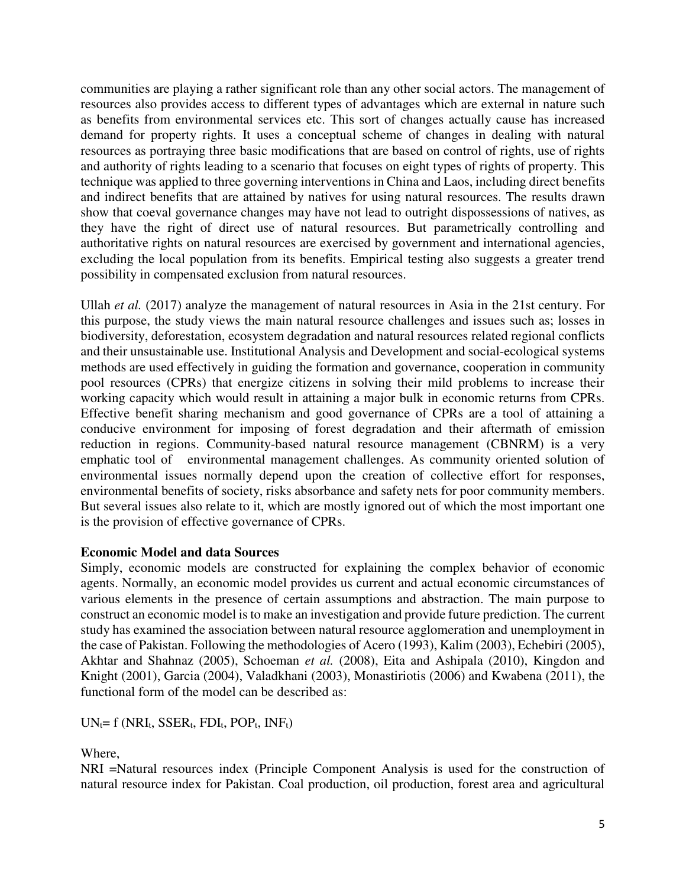communities are playing a rather significant role than any other social actors. The management of resources also provides access to different types of advantages which are external in nature such as benefits from environmental services etc. This sort of changes actually cause has increased demand for property rights. It uses a conceptual scheme of changes in dealing with natural resources as portraying three basic modifications that are based on control of rights, use of rights and authority of rights leading to a scenario that focuses on eight types of rights of property. This technique was applied to three governing interventions in China and Laos, including direct benefits and indirect benefits that are attained by natives for using natural resources. The results drawn show that coeval governance changes may have not lead to outright dispossessions of natives, as they have the right of direct use of natural resources. But parametrically controlling and authoritative rights on natural resources are exercised by government and international agencies, excluding the local population from its benefits. Empirical testing also suggests a greater trend possibility in compensated exclusion from natural resources.

Ullah *et al.* (2017) analyze the management of natural resources in Asia in the 21st century. For this purpose, the study views the main natural resource challenges and issues such as; losses in biodiversity, deforestation, ecosystem degradation and natural resources related regional conflicts and their unsustainable use. Institutional Analysis and Development and social-ecological systems methods are used effectively in guiding the formation and governance, cooperation in community pool resources (CPRs) that energize citizens in solving their mild problems to increase their working capacity which would result in attaining a major bulk in economic returns from CPRs. Effective benefit sharing mechanism and good governance of CPRs are a tool of attaining a conducive environment for imposing of forest degradation and their aftermath of emission reduction in regions. Community-based natural resource management (CBNRM) is a very emphatic tool of environmental management challenges. As community oriented solution of environmental issues normally depend upon the creation of collective effort for responses, environmental benefits of society, risks absorbance and safety nets for poor community members. But several issues also relate to it, which are mostly ignored out of which the most important one is the provision of effective governance of CPRs.

**Economic Model and data Sources**

Simply, economic models are constructed for explaining the complex behavior of economic agents. Normally, an economic model provides us current and actual economic circumstances of various elements in the presence of certain assumptions and abstraction. The main purpose to construct an economic model is to make an investigation and provide future prediction. The current study has examined the association between natural resource agglomeration and unemployment in the case of Pakistan. Following the methodologies of Acero (1993), Kalim (2003), Echebiri (2005), Akhtar and Shahnaz (2005), Schoeman *et al.* (2008), Eita and Ashipala (2010), Kingdon and Knight (2001), Garcia (2004), Valadkhani (2003), Monastiriotis (2006) and Kwabena (2011), the functional form of the model can be described as:

$UN_t = f\,(NRI_t, SSER_t, FDI_t, POP_t, INF_t)$

Where,

NRI =Natural resources index (Principle Component Analysis is used for the construction of natural resource index for Pakistan. Coal production, oil production, forest area and agricultural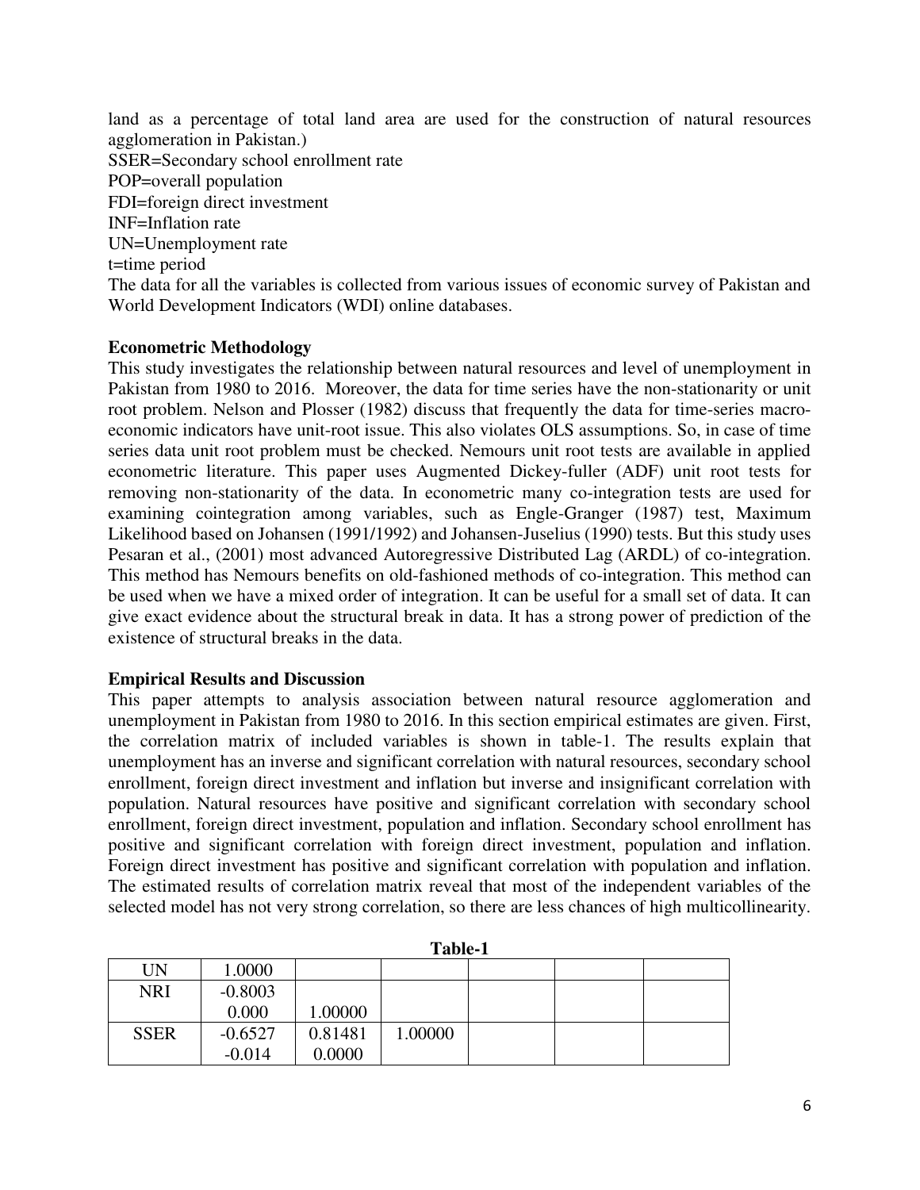land as a percentage of total land area are used for the construction of natural resources agglomeration in Pakistan.)

SSER=Secondary school enrollment rate

POP=overall population

FDI=foreign direct investment

INF=Inflation rate

UN=Unemployment rate

t=time period

The data for all the variables is collected from various issues of economic survey of Pakistan and World Development Indicators (WDI) online databases.

**Econometric Methodology**

This study investigates the relationship between natural resources and level of unemployment in Pakistan from 1980 to 2016. Moreover, the data for time series have the non-stationarity or unit root problem. Nelson and Plosser (1982) discuss that frequently the data for time-series macro-economic indicators have unit-root issue. This also violates OLS assumptions. So, in case of time series data unit root problem must be checked. Nemours unit root tests are available in applied econometric literature. This paper uses Augmented Dickey-fuller (ADF) unit root tests for removing non-stationarity of the data. In econometric many co-integration tests are used for examining cointegration among variables, such as Engle-Granger (1987) test, Maximum Likelihood based on Johansen (1991/1992) and Johansen-Juselius (1990) tests. But this study uses Pesaran et al., (2001) most advanced Autoregressive Distributed Lag (ARDL) of co-integration. This method has Nemours benefits on old-fashioned methods of co-integration. This method can be used when we have a mixed order of integration. It can be useful for a small set of data. It can give exact evidence about the structural break in data. It has a strong power of prediction of the existence of structural breaks in the data.

**Empirical Results and Discussion**

This paper attempts to analysis association between natural resource agglomeration and unemployment in Pakistan from 1980 to 2016. In this section empirical estimates are given. First, the correlation matrix of included variables is shown in table-1. The results explain that unemployment has an inverse and significant correlation with natural resources, secondary school enrollment, foreign direct investment and inflation but inverse and insignificant correlation with population. Natural resources have positive and significant correlation with secondary school enrollment, foreign direct investment, population and inflation. Secondary school enrollment has positive and significant correlation with foreign direct investment, population and inflation. Foreign direct investment has positive and significant correlation with population and inflation. The estimated results of correlation matrix reveal that most of the independent variables of the selected model has not very strong correlation, so there are less chances of high multicollinearity.

**Table-1**

| UN | 1.0000 | | | | | |
|---|---|---|---|---|---|---|
| NRI | -0.8003<br>0.000 | 1.00000 | | | | |
| SSER | -0.6527<br>-0.014 | 0.81481<br>0.0000 | 1.00000 | | | |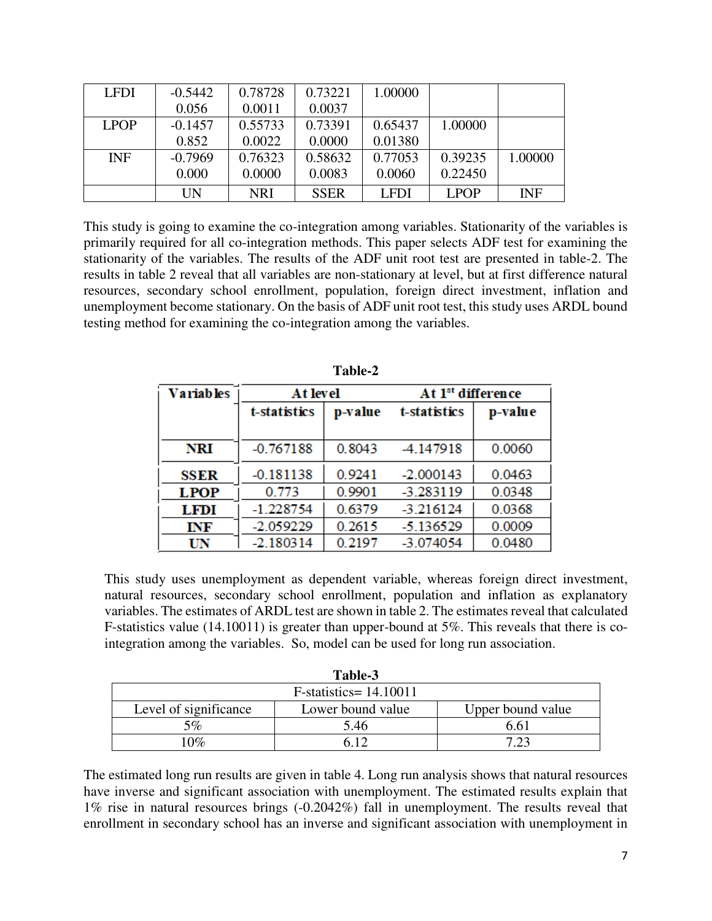| LFDI | -0.5442<br>0.056 | 0.78728<br>0.0011 | 0.73221<br>0.0037 | 1.00000 | | |
|---|---|---|---|---|---|---|
| LPOP | -0.1457<br>0.852 | 0.55733<br>0.0022 | 0.73391<br>0.0000 | 0.65437<br>0.01380 | 1.00000 | |
| INF | -0.7969<br>0.000 | 0.76323<br>0.0000 | 0.58632<br>0.0083 | 0.77053<br>0.0060 | 0.39235<br>0.22450 | 1.00000 |
| | UN | NRI | SSER | LFDI | LPOP | INF |

This study is going to examine the co-integration among variables. Stationarity of the variables is primarily required for all co-integration methods. This paper selects ADF test for examining the stationarity of the variables. The results of the ADF unit root test are presented in table-2. The results in table 2 reveal that all variables are non-stationary at level, but at first difference natural resources, secondary school enrollment, population, foreign direct investment, inflation and unemployment become stationary. On the basis of ADF unit root test, this study uses ARDL bound testing method for examining the co-integration among the variables.

**Table-2**

| Variables | At level | | At 1st difference | |
|---|---|---|---|---|
| | t-statistics | p-value | t-statistics | p-value |
| **NRI** | -0.767188 | 0.8043 | -4.147918 | 0.0060 |
| **SSER** | -0.181138 | 0.9241 | -2.000143 | 0.0463 |
| **LPOP** | 0.773 | 0.9901 | -3.283119 | 0.0348 |
| **LFDI** | -1.228754 | 0.6379 | -3.216124 | 0.0368 |
| **INF** | -2.059229 | 0.2615 | -5.136529 | 0.0009 |
| **UN** | -2.180314 | 0.2197 | -3.074054 | 0.0480 |

This study uses unemployment as dependent variable, whereas foreign direct investment, natural resources, secondary school enrollment, population and inflation as explanatory variables. The estimates of ARDL test are shown in table 2. The estimates reveal that calculated F-statistics value (14.10011) is greater than upper-bound at 5%. This reveals that there is co-integration among the variables. So, model can be used for long run association.

**Table-3**

| F-statistics= 14.10011 | | |
|---|---|---|
| Level of significance | Lower bound value | Upper bound value |
| 5% | 5.46 | 6.61 |
| 10% | 6.12 | 7.23 |

The estimated long run results are given in table 4. Long run analysis shows that natural resources have inverse and significant association with unemployment. The estimated results explain that 1% rise in natural resources brings (-0.2042%) fall in unemployment. The results reveal that enrollment in secondary school has an inverse and significant association with unemployment in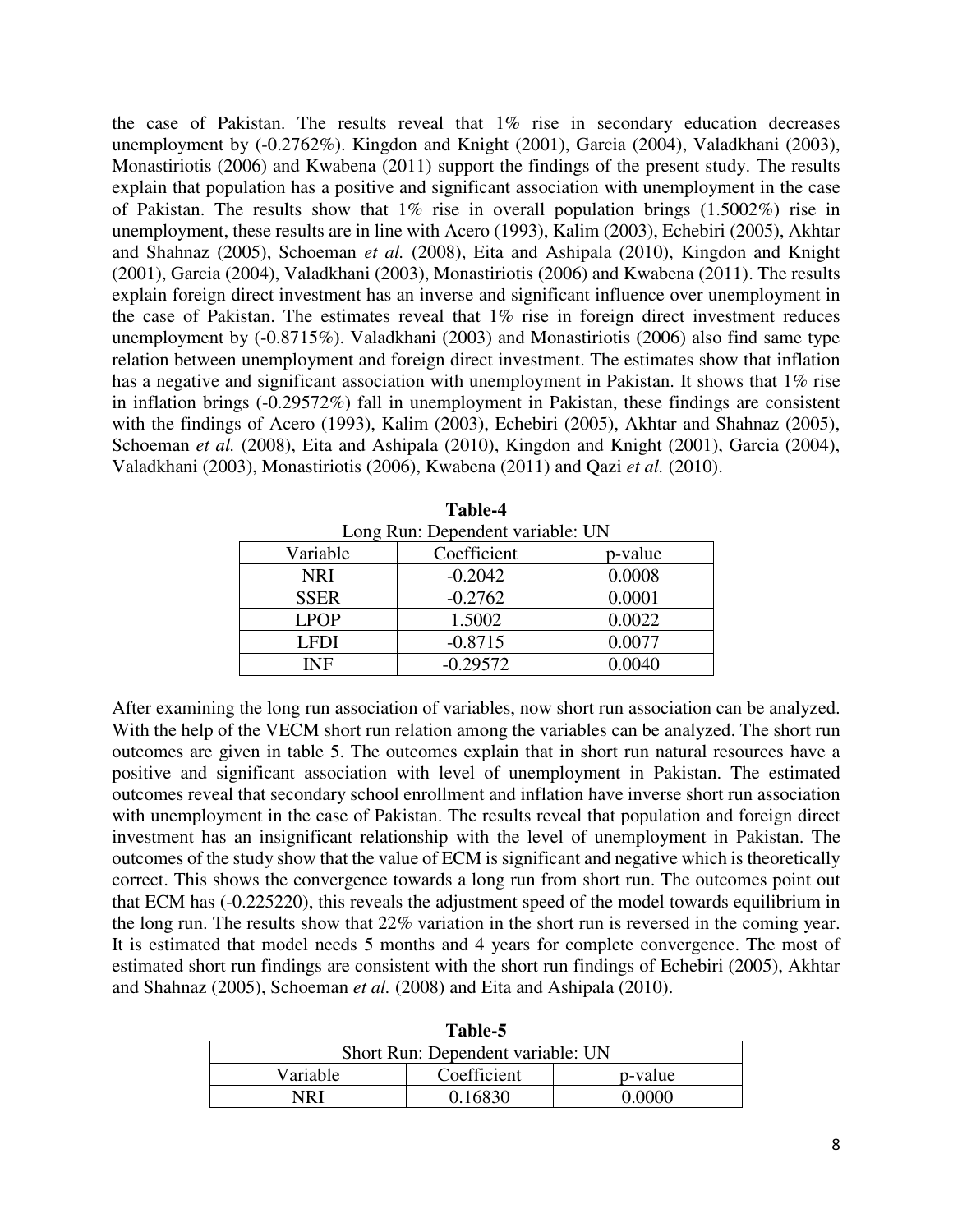the case of Pakistan. The results reveal that 1% rise in secondary education decreases unemployment by (-0.2762%). Kingdon and Knight (2001), Garcia (2004), Valadkhani (2003), Monastiriotis (2006) and Kwabena (2011) support the findings of the present study. The results explain that population has a positive and significant association with unemployment in the case of Pakistan. The results show that 1% rise in overall population brings (1.5002%) rise in unemployment, these results are in line with Acero (1993), Kalim (2003), Echebiri (2005), Akhtar and Shahnaz (2005), Schoeman *et al.* (2008), Eita and Ashipala (2010), Kingdon and Knight (2001), Garcia (2004), Valadkhani (2003), Monastiriotis (2006) and Kwabena (2011). The results explain foreign direct investment has an inverse and significant influence over unemployment in the case of Pakistan. The estimates reveal that 1% rise in foreign direct investment reduces unemployment by (-0.8715%). Valadkhani (2003) and Monastiriotis (2006) also find same type relation between unemployment and foreign direct investment. The estimates show that inflation has a negative and significant association with unemployment in Pakistan. It shows that 1% rise in inflation brings (-0.29572%) fall in unemployment in Pakistan, these findings are consistent with the findings of Acero (1993), Kalim (2003), Echebiri (2005), Akhtar and Shahnaz (2005), Schoeman *et al.* (2008), Eita and Ashipala (2010), Kingdon and Knight (2001), Garcia (2004), Valadkhani (2003), Monastiriotis (2006), Kwabena (2011) and Qazi *et al.* (2010).

**Table-4**

Long Run: Dependent variable: UN

| Variable | Coefficient | p-value |
|---|---|---|
| NRI | -0.2042 | 0.0008 |
| SSER | -0.2762 | 0.0001 |
| LPOP | 1.5002 | 0.0022 |
| LFDI | -0.8715 | 0.0077 |
| INF | -0.29572 | 0.0040 |

After examining the long run association of variables, now short run association can be analyzed. With the help of the VECM short run relation among the variables can be analyzed. The short run outcomes are given in table 5. The outcomes explain that in short run natural resources have a positive and significant association with level of unemployment in Pakistan. The estimated outcomes reveal that secondary school enrollment and inflation have inverse short run association with unemployment in the case of Pakistan. The results reveal that population and foreign direct investment has an insignificant relationship with the level of unemployment in Pakistan. The outcomes of the study show that the value of ECM is significant and negative which is theoretically correct. This shows the convergence towards a long run from short run. The outcomes point out that ECM has (-0.225220), this reveals the adjustment speed of the model towards equilibrium in the long run. The results show that 22% variation in the short run is reversed in the coming year. It is estimated that model needs 5 months and 4 years for complete convergence. The most of estimated short run findings are consistent with the short run findings of Echebiri (2005), Akhtar and Shahnaz (2005), Schoeman *et al.* (2008) and Eita and Ashipala (2010).

**Table-5**

| Short Run: Dependent variable: UN | | |
|---|---|---|
| Variable | Coefficient | p-value |
| NRI | 0.16830 | 0.0000 |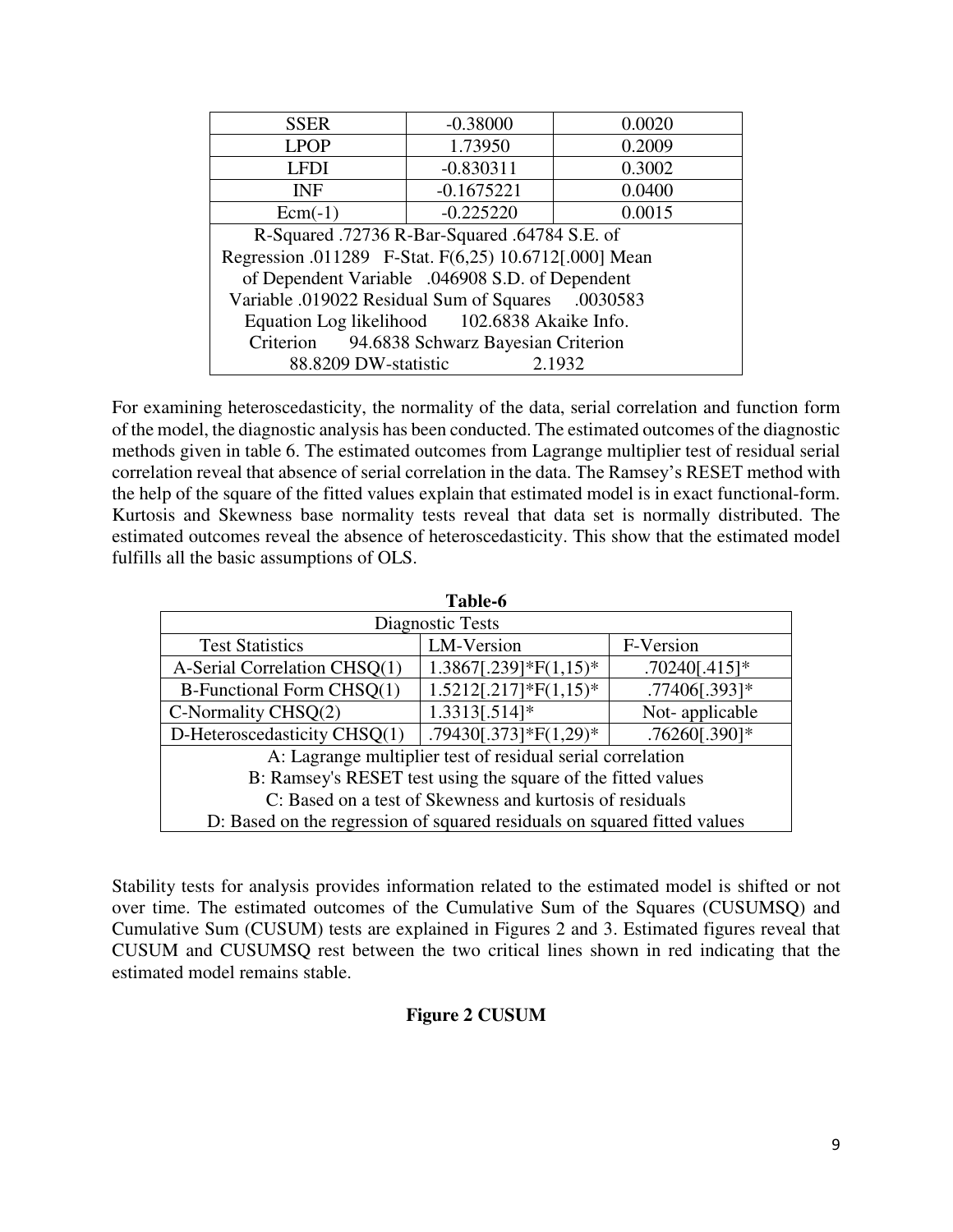| SSER | -0.38000 | 0.0020 |
|---|---|---|
| LPOP | 1.73950 | 0.2009 |
| LFDI | -0.830311 | 0.3002 |
| INF | -0.1675221 | 0.0400 |
| Ecm(-1) | -0.225220 | 0.0015 |
| R-Squared .72736 R-Bar-Squared .64784 S.E. of Regression .011289 F-Stat. F(6,25) 10.6712[.000] Mean of Dependent Variable .046908 S.D. of Dependent Variable .019022 Residual Sum of Squares .0030583 Equation Log likelihood 102.6838 Akaike Info. Criterion 94.6838 Schwarz Bayesian Criterion 88.8209 DW-statistic 2.1932 | | |

For examining heteroscedasticity, the normality of the data, serial correlation and function form of the model, the diagnostic analysis has been conducted. The estimated outcomes of the diagnostic methods given in table 6. The estimated outcomes from Lagrange multiplier test of residual serial correlation reveal that absence of serial correlation in the data. The Ramsey's RESET method with the help of the square of the fitted values explain that estimated model is in exact functional-form. Kurtosis and Skewness base normality tests reveal that data set is normally distributed. The estimated outcomes reveal the absence of heteroscedasticity. This show that the estimated model fulfills all the basic assumptions of OLS.

**Table-6**

| Diagnostic Tests | | |
|---|---|---|
| Test Statistics | LM-Version | F-Version |
| A-Serial Correlation CHSQ(1) | 1.3867[.239]*F(1,15)* | .70240[.415]* |
| B-Functional Form CHSQ(1) | 1.5212[.217]*F(1,15)* | .77406[.393]* |
| C-Normality CHSQ(2) | 1.3313[.514]* | Not- applicable |
| D-Heteroscedasticity CHSQ(1) | .79430[.373]*F(1,29)* | .76260[.390]* |
| A: Lagrange multiplier test of residual serial correlation | | |
| B: Ramsey's RESET test using the square of the fitted values | | |
| C: Based on a test of Skewness and kurtosis of residuals | | |
| D: Based on the regression of squared residuals on squared fitted values | | |

Stability tests for analysis provides information related to the estimated model is shifted or not over time. The estimated outcomes of the Cumulative Sum of the Squares (CUSUMSQ) and Cumulative Sum (CUSUM) tests are explained in Figures 2 and 3. Estimated figures reveal that CUSUM and CUSUMSQ rest between the two critical lines shown in red indicating that the estimated model remains stable.

**Figure 2 CUSUM**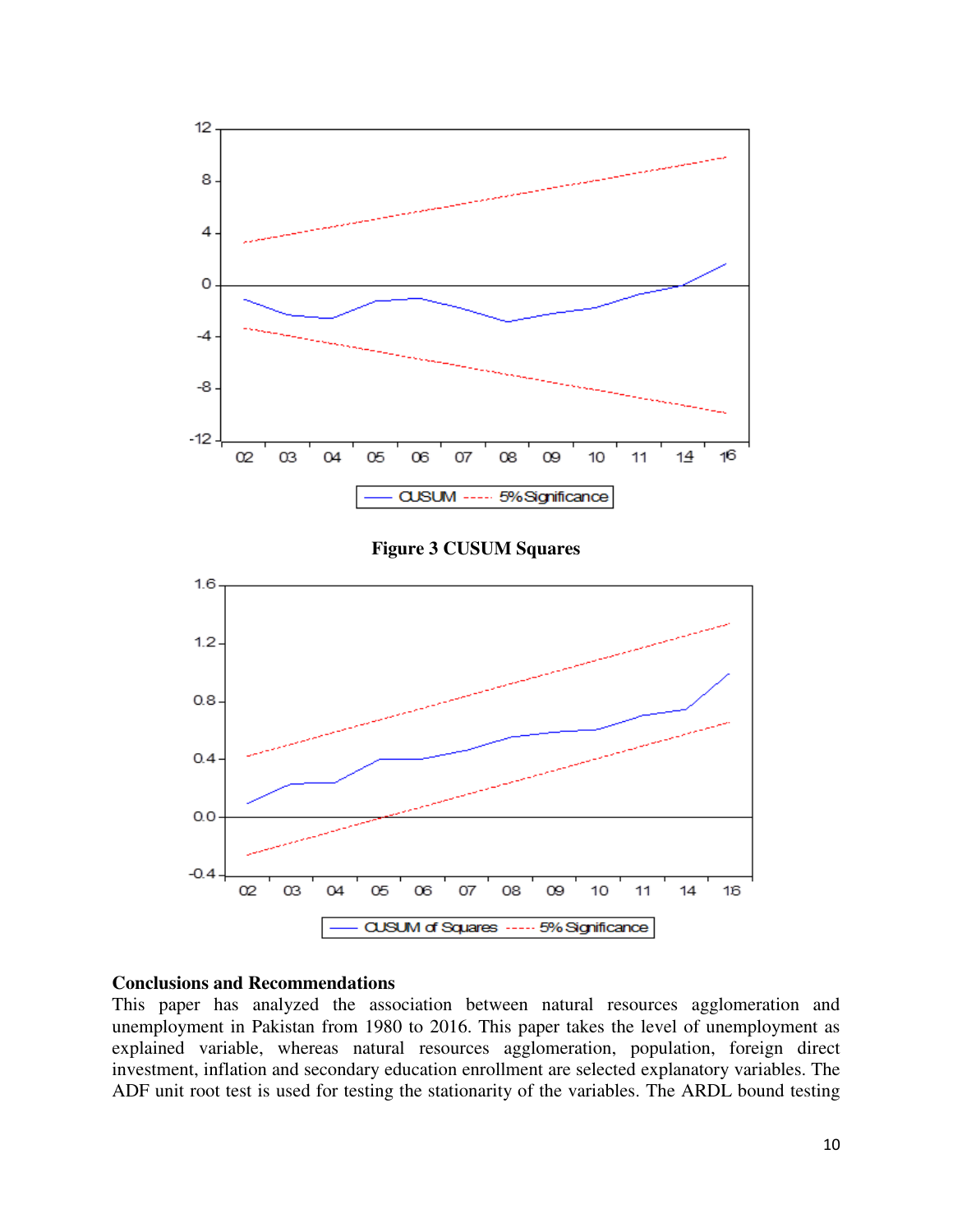**Figure 3 CUSUM Squares**

## Conclusions and Recommendations

This paper has analyzed the association between natural resources agglomeration and unemployment in Pakistan from 1980 to 2016. This paper takes the level of unemployment as explained variable, whereas natural resources agglomeration, population, foreign direct investment, inflation and secondary education enrollment are selected explanatory variables. The ADF unit root test is used for testing the stationarity of the variables. The ARDL bound testing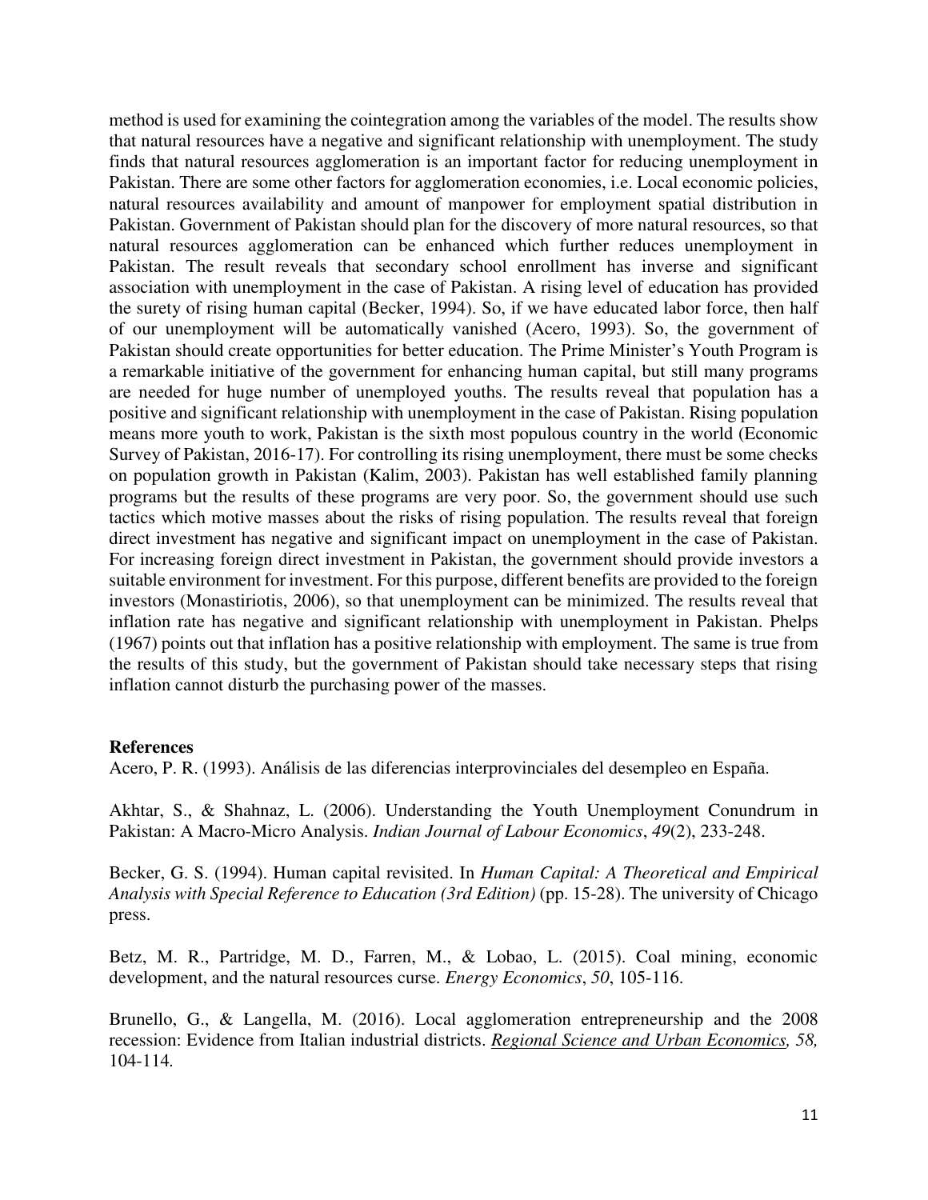method is used for examining the cointegration among the variables of the model. The results show that natural resources have a negative and significant relationship with unemployment. The study finds that natural resources agglomeration is an important factor for reducing unemployment in Pakistan. There are some other factors for agglomeration economies, i.e. Local economic policies, natural resources availability and amount of manpower for employment spatial distribution in Pakistan. Government of Pakistan should plan for the discovery of more natural resources, so that natural resources agglomeration can be enhanced which further reduces unemployment in Pakistan. The result reveals that secondary school enrollment has inverse and significant association with unemployment in the case of Pakistan. A rising level of education has provided the surety of rising human capital (Becker, 1994). So, if we have educated labor force, then half of our unemployment will be automatically vanished (Acero, 1993). So, the government of Pakistan should create opportunities for better education. The Prime Minister's Youth Program is a remarkable initiative of the government for enhancing human capital, but still many programs are needed for huge number of unemployed youths. The results reveal that population has a positive and significant relationship with unemployment in the case of Pakistan. Rising population means more youth to work, Pakistan is the sixth most populous country in the world (Economic Survey of Pakistan, 2016-17). For controlling its rising unemployment, there must be some checks on population growth in Pakistan (Kalim, 2003). Pakistan has well established family planning programs but the results of these programs are very poor. So, the government should use such tactics which motive masses about the risks of rising population. The results reveal that foreign direct investment has negative and significant impact on unemployment in the case of Pakistan. For increasing foreign direct investment in Pakistan, the government should provide investors a suitable environment for investment. For this purpose, different benefits are provided to the foreign investors (Monastiriotis, 2006), so that unemployment can be minimized. The results reveal that inflation rate has negative and significant relationship with unemployment in Pakistan. Phelps (1967) points out that inflation has a positive relationship with employment. The same is true from the results of this study, but the government of Pakistan should take necessary steps that rising inflation cannot disturb the purchasing power of the masses.

**References**

Acero, P. R. (1993). Análisis de las diferencias interprovinciales del desempleo en España.

Akhtar, S., & Shahnaz, L. (2006). Understanding the Youth Unemployment Conundrum in Pakistan: A Macro-Micro Analysis. *Indian Journal of Labour Economics*, *49*(2), 233-248.

Becker, G. S. (1994). Human capital revisited. In *Human Capital: A Theoretical and Empirical Analysis with Special Reference to Education (3rd Edition)* (pp. 15-28). The university of Chicago press.

Betz, M. R., Partridge, M. D., Farren, M., & Lobao, L. (2015). Coal mining, economic development, and the natural resources curse. *Energy Economics*, *50*, 105-116.

Brunello, G., & Langella, M. (2016). Local agglomeration entrepreneurship and the 2008 recession: Evidence from Italian industrial districts. *Regional Science and Urban Economics, 58,* 104-114.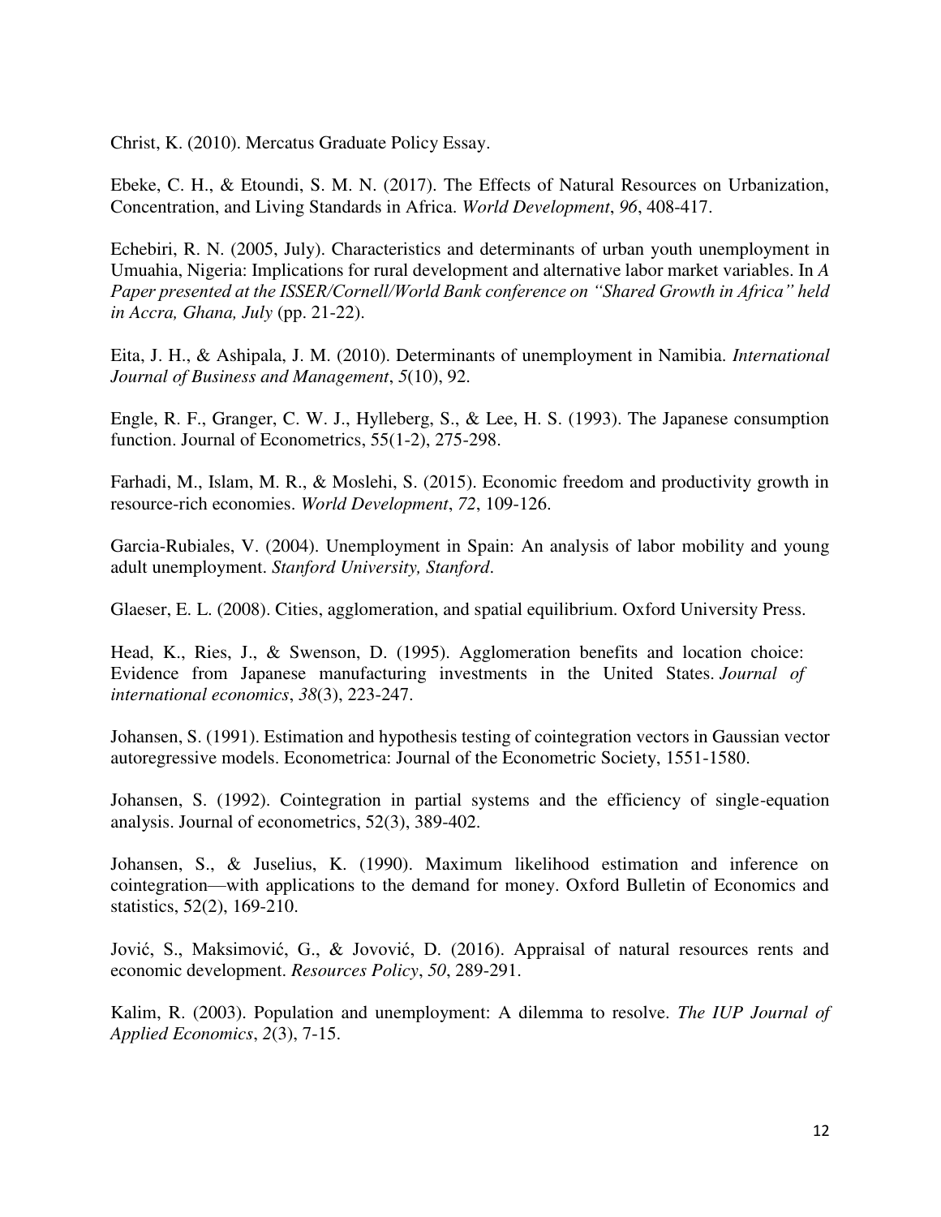Christ, K. (2010). Mercatus Graduate Policy Essay.

Ebeke, C. H., & Etoundi, S. M. N. (2017). The Effects of Natural Resources on Urbanization, Concentration, and Living Standards in Africa. *World Development*, *96*, 408-417.

Echebiri, R. N. (2005, July). Characteristics and determinants of urban youth unemployment in Umuahia, Nigeria: Implications for rural development and alternative labor market variables. In *A Paper presented at the ISSER/Cornell/World Bank conference on "Shared Growth in Africa" held in Accra, Ghana, July* (pp. 21-22).

Eita, J. H., & Ashipala, J. M. (2010). Determinants of unemployment in Namibia. *International Journal of Business and Management*, *5*(10), 92.

Engle, R. F., Granger, C. W. J., Hylleberg, S., & Lee, H. S. (1993). The Japanese consumption function. Journal of Econometrics, 55(1-2), 275-298.

Farhadi, M., Islam, M. R., & Moslehi, S. (2015). Economic freedom and productivity growth in resource-rich economies. *World Development*, *72*, 109-126.

Garcia-Rubiales, V. (2004). Unemployment in Spain: An analysis of labor mobility and young adult unemployment. *Stanford University, Stanford*.

Glaeser, E. L. (2008). Cities, agglomeration, and spatial equilibrium. Oxford University Press.

Head, K., Ries, J., & Swenson, D. (1995). Agglomeration benefits and location choice: Evidence from Japanese manufacturing investments in the United States. *Journal of international economics*, *38*(3), 223-247.

Johansen, S. (1991). Estimation and hypothesis testing of cointegration vectors in Gaussian vector autoregressive models. Econometrica: Journal of the Econometric Society, 1551-1580.

Johansen, S. (1992). Cointegration in partial systems and the efficiency of single-equation analysis. Journal of econometrics, 52(3), 389-402.

Johansen, S., & Juselius, K. (1990). Maximum likelihood estimation and inference on cointegration—with applications to the demand for money. Oxford Bulletin of Economics and statistics, 52(2), 169-210.

Jović, S., Maksimović, G., & Jovović, D. (2016). Appraisal of natural resources rents and economic development. *Resources Policy*, *50*, 289-291.

Kalim, R. (2003). Population and unemployment: A dilemma to resolve. *The IUP Journal of Applied Economics*, *2*(3), 7-15.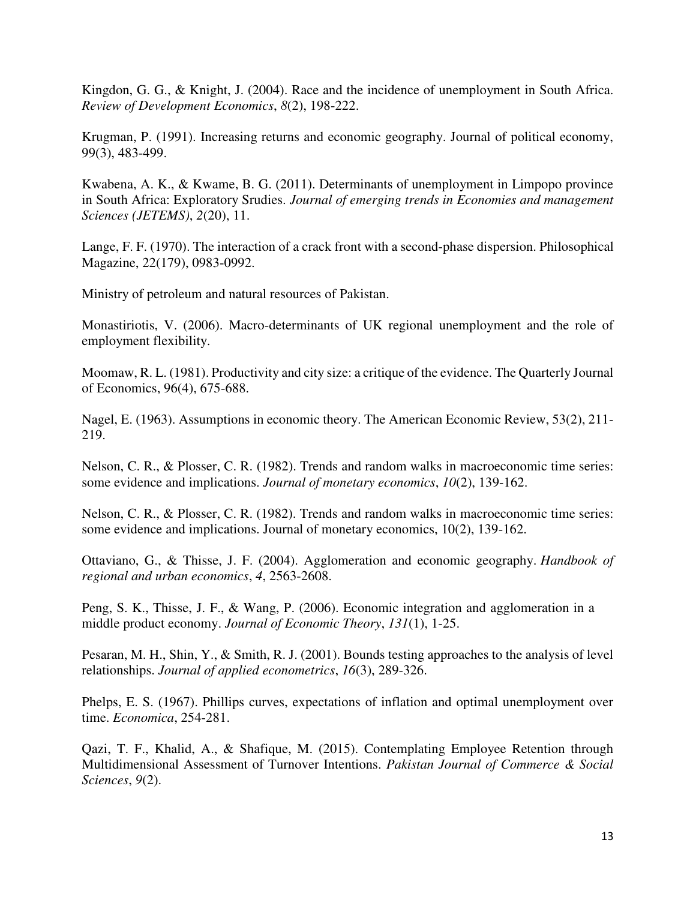Kingdon, G. G., & Knight, J. (2004). Race and the incidence of unemployment in South Africa. *Review of Development Economics*, *8*(2), 198-222.

Krugman, P. (1991). Increasing returns and economic geography. Journal of political economy, 99(3), 483-499.

Kwabena, A. K., & Kwame, B. G. (2011). Determinants of unemployment in Limpopo province in South Africa: Exploratory Srudies. *Journal of emerging trends in Economies and management Sciences (JETEMS)*, *2*(20), 11.

Lange, F. F. (1970). The interaction of a crack front with a second-phase dispersion. Philosophical Magazine, 22(179), 0983-0992.

Ministry of petroleum and natural resources of Pakistan.

Monastiriotis, V. (2006). Macro-determinants of UK regional unemployment and the role of employment flexibility.

Moomaw, R. L. (1981). Productivity and city size: a critique of the evidence. The Quarterly Journal of Economics, 96(4), 675-688.

Nagel, E. (1963). Assumptions in economic theory. The American Economic Review, 53(2), 211-219.

Nelson, C. R., & Plosser, C. R. (1982). Trends and random walks in macroeconomic time series: some evidence and implications. *Journal of monetary economics*, *10*(2), 139-162.

Nelson, C. R., & Plosser, C. R. (1982). Trends and random walks in macroeconomic time series: some evidence and implications. Journal of monetary economics, 10(2), 139-162.

Ottaviano, G., & Thisse, J. F. (2004). Agglomeration and economic geography. *Handbook of regional and urban economics*, *4*, 2563-2608.

Peng, S. K., Thisse, J. F., & Wang, P. (2006). Economic integration and agglomeration in a middle product economy. *Journal of Economic Theory*, *131*(1), 1-25.

Pesaran, M. H., Shin, Y., & Smith, R. J. (2001). Bounds testing approaches to the analysis of level relationships. *Journal of applied econometrics*, *16*(3), 289-326.

Phelps, E. S. (1967). Phillips curves, expectations of inflation and optimal unemployment over time. *Economica*, 254-281.

Qazi, T. F., Khalid, A., & Shafique, M. (2015). Contemplating Employee Retention through Multidimensional Assessment of Turnover Intentions. *Pakistan Journal of Commerce & Social Sciences*, *9*(2).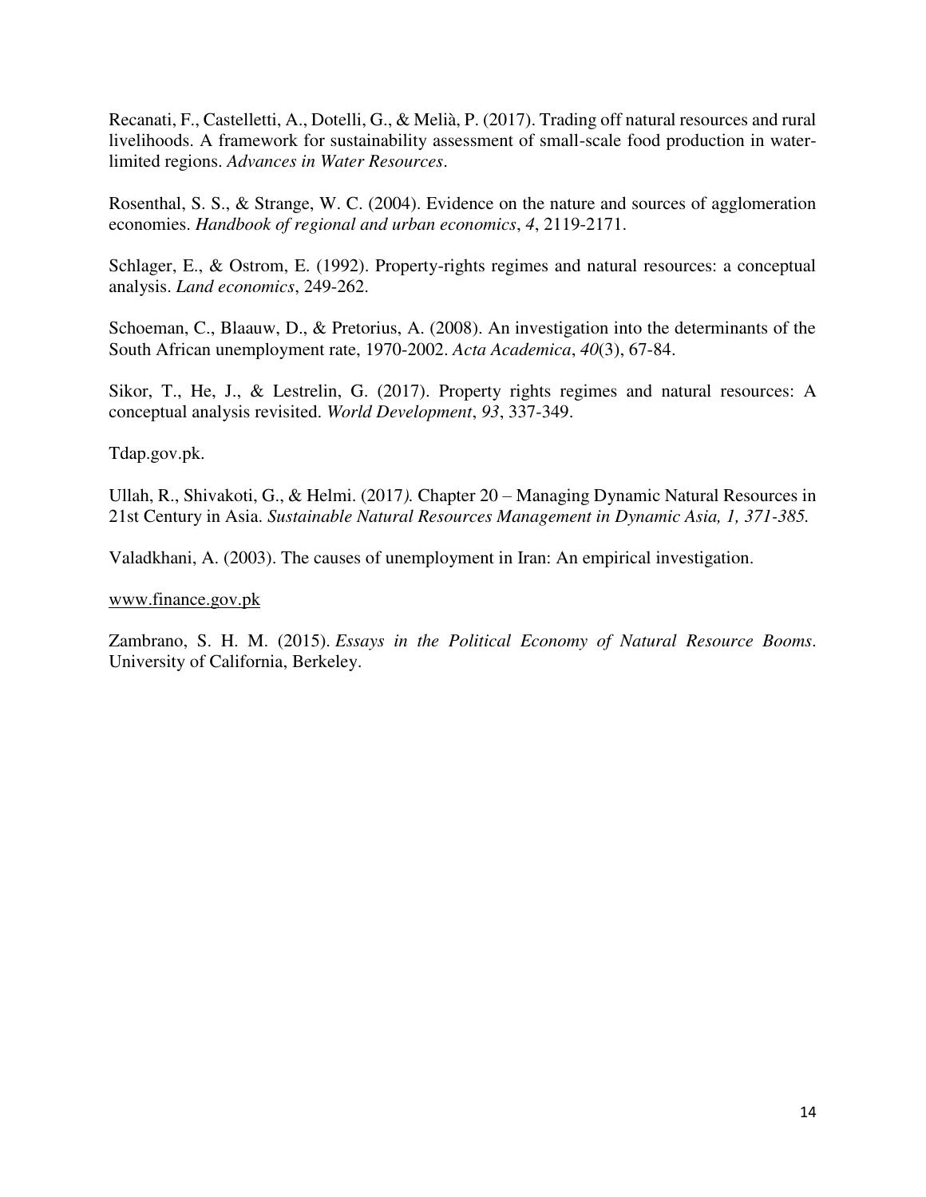Recanati, F., Castelletti, A., Dotelli, G., & Melià, P. (2017). Trading off natural resources and rural livelihoods. A framework for sustainability assessment of small-scale food production in water-limited regions. *Advances in Water Resources*.

Rosenthal, S. S., & Strange, W. C. (2004). Evidence on the nature and sources of agglomeration economies. *Handbook of regional and urban economics*, *4*, 2119-2171.

Schlager, E., & Ostrom, E. (1992). Property-rights regimes and natural resources: a conceptual analysis. *Land economics*, 249-262.

Schoeman, C., Blaauw, D., & Pretorius, A. (2008). An investigation into the determinants of the South African unemployment rate, 1970-2002. *Acta Academica*, *40*(3), 67-84.

Sikor, T., He, J., & Lestrelin, G. (2017). Property rights regimes and natural resources: A conceptual analysis revisited. *World Development*, *93*, 337-349.

Tdap.gov.pk.

Ullah, R., Shivakoti, G., & Helmi. (2017*).* Chapter 20 – Managing Dynamic Natural Resources in 21st Century in Asia. *Sustainable Natural Resources Management in Dynamic Asia, 1, 371-385.*

Valadkhani, A. (2003). The causes of unemployment in Iran: An empirical investigation.

www.finance.gov.pk

Zambrano, S. H. M. (2015). *Essays in the Political Economy of Natural Resource Booms*. University of California, Berkeley.